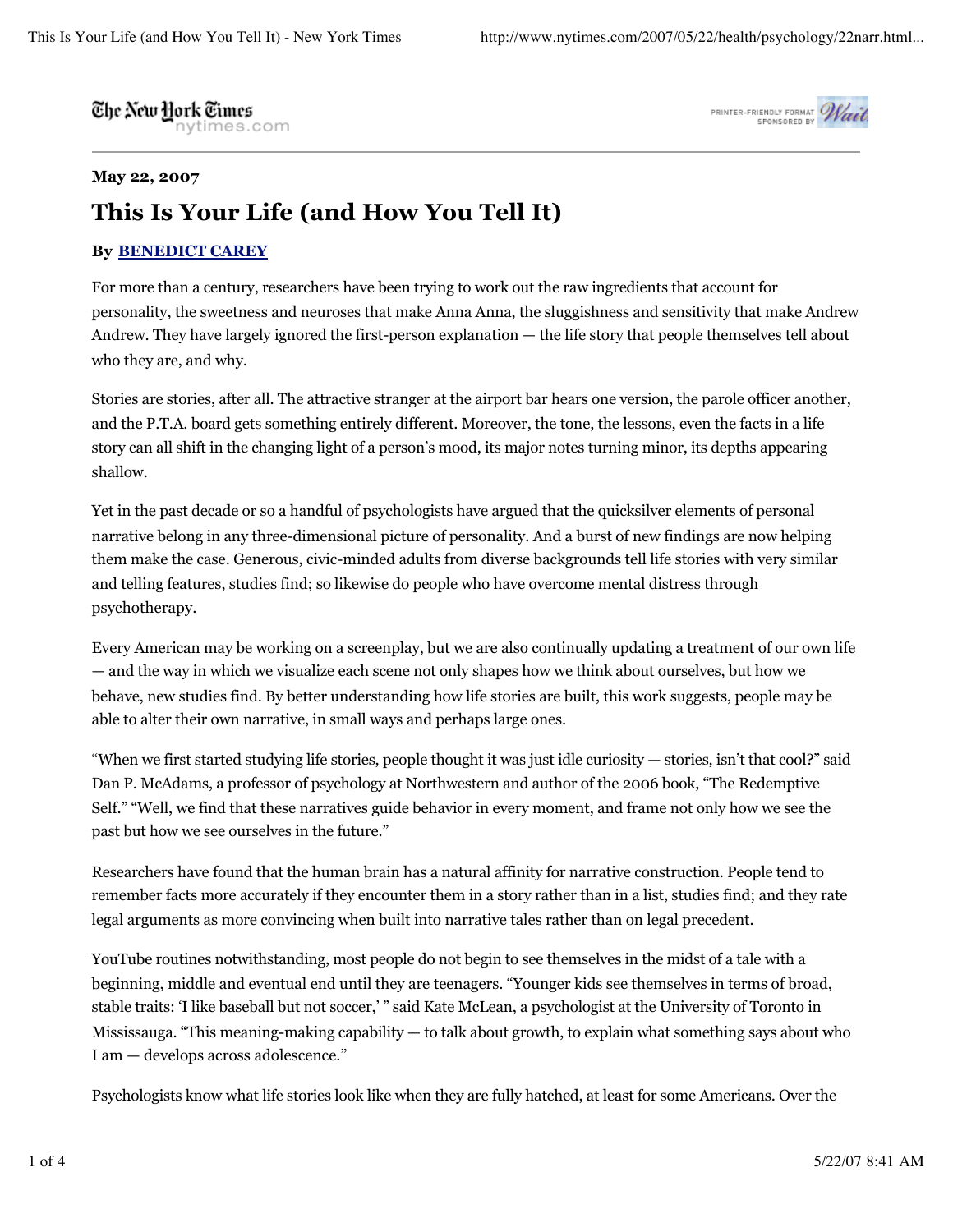The New York Times
nytimes.com

**May 22, 2007**

# This Is Your Life (and How You Tell It)

**By BENEDICT CAREY**

For more than a century, researchers have been trying to work out the raw ingredients that account for personality, the sweetness and neuroses that make Anna Anna, the sluggishness and sensitivity that make Andrew Andrew. They have largely ignored the first-person explanation — the life story that people themselves tell about who they are, and why.

Stories are stories, after all. The attractive stranger at the airport bar hears one version, the parole officer another, and the P.T.A. board gets something entirely different. Moreover, the tone, the lessons, even the facts in a life story can all shift in the changing light of a person's mood, its major notes turning minor, its depths appearing shallow.

Yet in the past decade or so a handful of psychologists have argued that the quicksilver elements of personal narrative belong in any three-dimensional picture of personality. And a burst of new findings are now helping them make the case. Generous, civic-minded adults from diverse backgrounds tell life stories with very similar and telling features, studies find; so likewise do people who have overcome mental distress through psychotherapy.

Every American may be working on a screenplay, but we are also continually updating a treatment of our own life — and the way in which we visualize each scene not only shapes how we think about ourselves, but how we behave, new studies find. By better understanding how life stories are built, this work suggests, people may be able to alter their own narrative, in small ways and perhaps large ones.

"When we first started studying life stories, people thought it was just idle curiosity — stories, isn't that cool?" said Dan P. McAdams, a professor of psychology at Northwestern and author of the 2006 book, "The Redemptive Self." "Well, we find that these narratives guide behavior in every moment, and frame not only how we see the past but how we see ourselves in the future."

Researchers have found that the human brain has a natural affinity for narrative construction. People tend to remember facts more accurately if they encounter them in a story rather than in a list, studies find; and they rate legal arguments as more convincing when built into narrative tales rather than on legal precedent.

YouTube routines notwithstanding, most people do not begin to see themselves in the midst of a tale with a beginning, middle and eventual end until they are teenagers. "Younger kids see themselves in terms of broad, stable traits: 'I like baseball but not soccer,' " said Kate McLean, a psychologist at the University of Toronto in Mississauga. "This meaning-making capability — to talk about growth, to explain what something says about who I am — develops across adolescence."

Psychologists know what life stories look like when they are fully hatched, at least for some Americans. Over the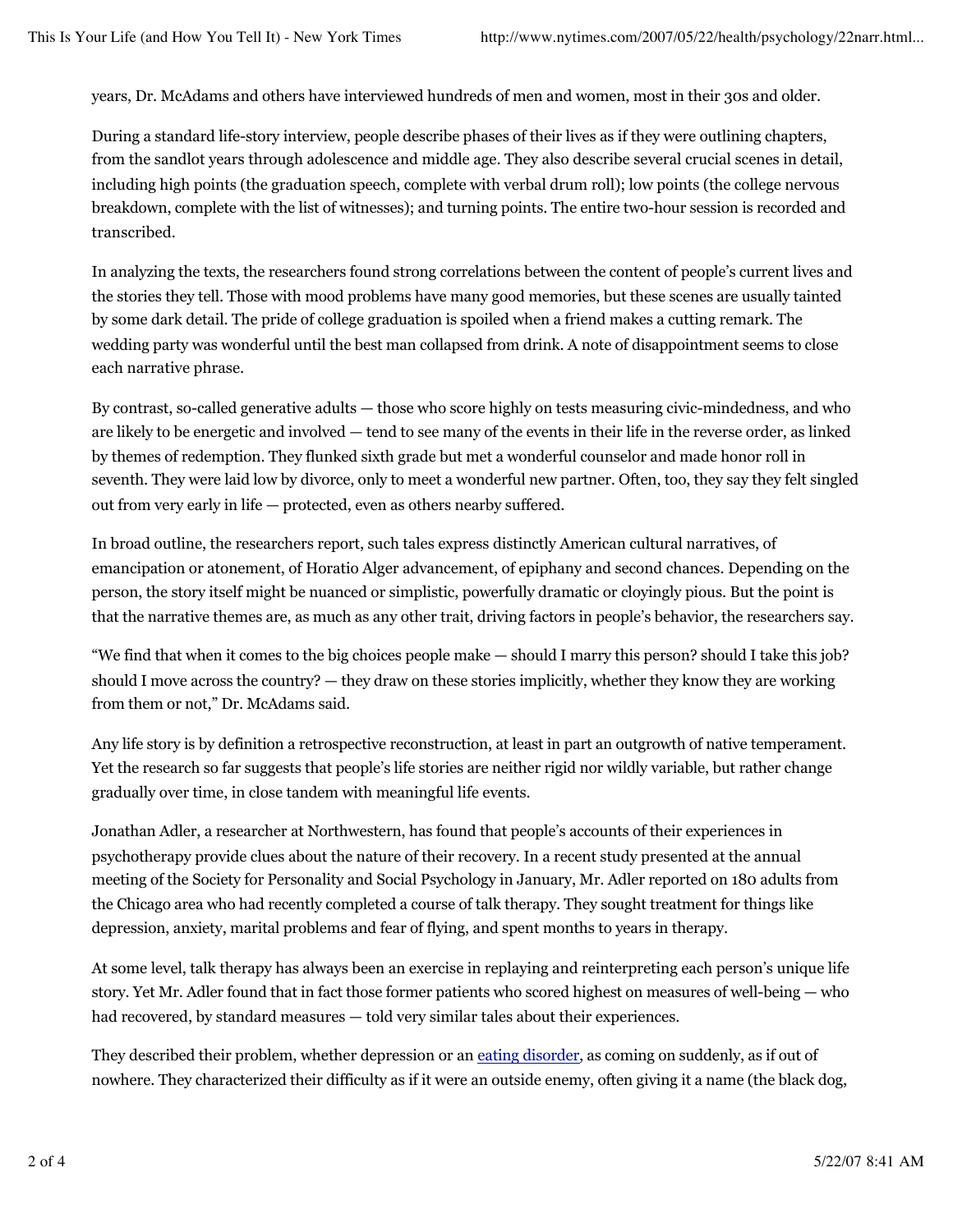years, Dr. McAdams and others have interviewed hundreds of men and women, most in their 30s and older.

During a standard life-story interview, people describe phases of their lives as if they were outlining chapters, from the sandlot years through adolescence and middle age. They also describe several crucial scenes in detail, including high points (the graduation speech, complete with verbal drum roll); low points (the college nervous breakdown, complete with the list of witnesses); and turning points. The entire two-hour session is recorded and transcribed.

In analyzing the texts, the researchers found strong correlations between the content of people's current lives and the stories they tell. Those with mood problems have many good memories, but these scenes are usually tainted by some dark detail. The pride of college graduation is spoiled when a friend makes a cutting remark. The wedding party was wonderful until the best man collapsed from drink. A note of disappointment seems to close each narrative phrase.

By contrast, so-called generative adults — those who score highly on tests measuring civic-mindedness, and who are likely to be energetic and involved — tend to see many of the events in their life in the reverse order, as linked by themes of redemption. They flunked sixth grade but met a wonderful counselor and made honor roll in seventh. They were laid low by divorce, only to meet a wonderful new partner. Often, too, they say they felt singled out from very early in life — protected, even as others nearby suffered.

In broad outline, the researchers report, such tales express distinctly American cultural narratives, of emancipation or atonement, of Horatio Alger advancement, of epiphany and second chances. Depending on the person, the story itself might be nuanced or simplistic, powerfully dramatic or cloyingly pious. But the point is that the narrative themes are, as much as any other trait, driving factors in people's behavior, the researchers say.

"We find that when it comes to the big choices people make — should I marry this person? should I take this job? should I move across the country? — they draw on these stories implicitly, whether they know they are working from them or not," Dr. McAdams said.

Any life story is by definition a retrospective reconstruction, at least in part an outgrowth of native temperament. Yet the research so far suggests that people's life stories are neither rigid nor wildly variable, but rather change gradually over time, in close tandem with meaningful life events.

Jonathan Adler, a researcher at Northwestern, has found that people's accounts of their experiences in psychotherapy provide clues about the nature of their recovery. In a recent study presented at the annual meeting of the Society for Personality and Social Psychology in January, Mr. Adler reported on 180 adults from the Chicago area who had recently completed a course of talk therapy. They sought treatment for things like depression, anxiety, marital problems and fear of flying, and spent months to years in therapy.

At some level, talk therapy has always been an exercise in replaying and reinterpreting each person's unique life story. Yet Mr. Adler found that in fact those former patients who scored highest on measures of well-being — who had recovered, by standard measures — told very similar tales about their experiences.

They described their problem, whether depression or an eating disorder, as coming on suddenly, as if out of nowhere. They characterized their difficulty as if it were an outside enemy, often giving it a name (the black dog,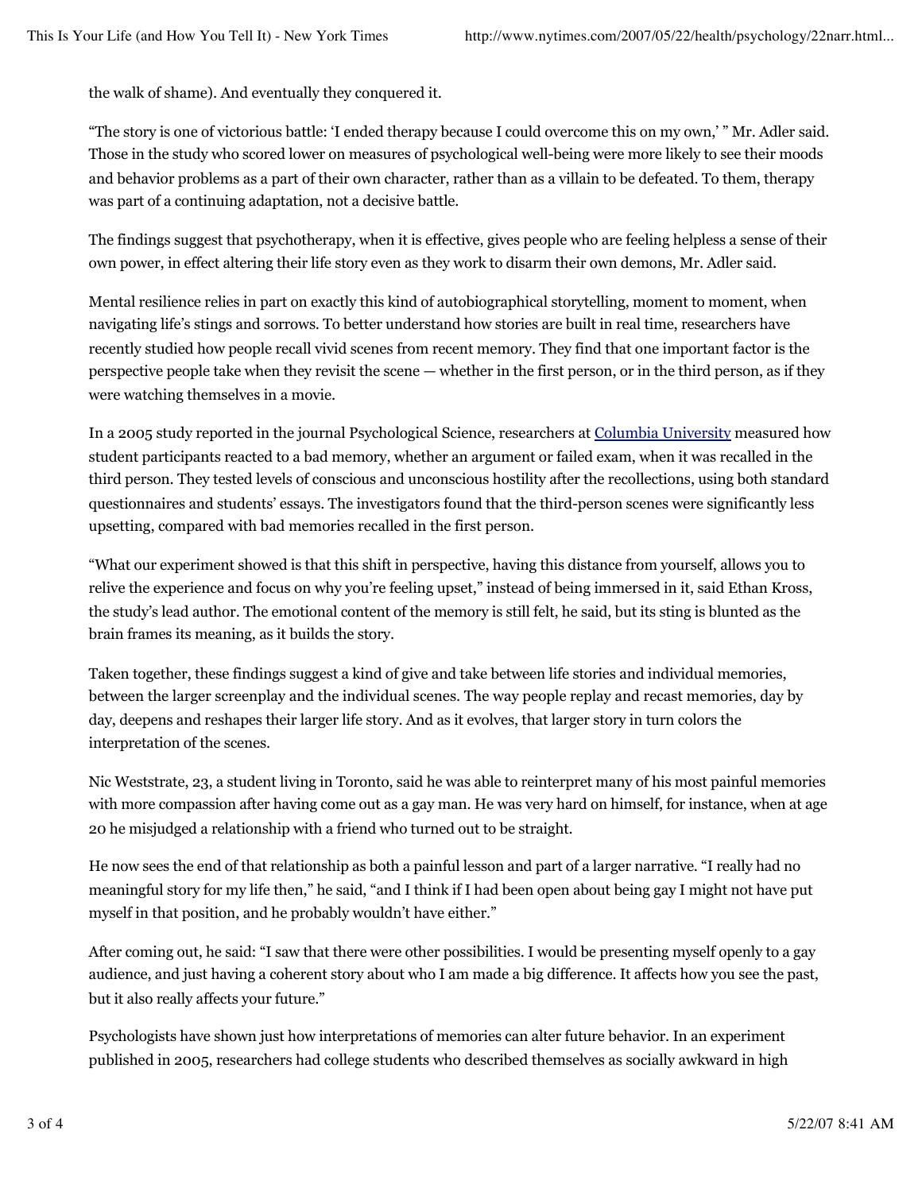the walk of shame). And eventually they conquered it.

“The story is one of victorious battle: ‘I ended therapy because I could overcome this on my own,’ ” Mr. Adler said. Those in the study who scored lower on measures of psychological well-being were more likely to see their moods and behavior problems as a part of their own character, rather than as a villain to be defeated. To them, therapy was part of a continuing adaptation, not a decisive battle.

The findings suggest that psychotherapy, when it is effective, gives people who are feeling helpless a sense of their own power, in effect altering their life story even as they work to disarm their own demons, Mr. Adler said.

Mental resilience relies in part on exactly this kind of autobiographical storytelling, moment to moment, when navigating life’s stings and sorrows. To better understand how stories are built in real time, researchers have recently studied how people recall vivid scenes from recent memory. They find that one important factor is the perspective people take when they revisit the scene — whether in the first person, or in the third person, as if they were watching themselves in a movie.

In a 2005 study reported in the journal Psychological Science, researchers at Columbia University measured how student participants reacted to a bad memory, whether an argument or failed exam, when it was recalled in the third person. They tested levels of conscious and unconscious hostility after the recollections, using both standard questionnaires and students’ essays. The investigators found that the third-person scenes were significantly less upsetting, compared with bad memories recalled in the first person.

“What our experiment showed is that this shift in perspective, having this distance from yourself, allows you to relive the experience and focus on why you’re feeling upset,” instead of being immersed in it, said Ethan Kross, the study’s lead author. The emotional content of the memory is still felt, he said, but its sting is blunted as the brain frames its meaning, as it builds the story.

Taken together, these findings suggest a kind of give and take between life stories and individual memories, between the larger screenplay and the individual scenes. The way people replay and recast memories, day by day, deepens and reshapes their larger life story. And as it evolves, that larger story in turn colors the interpretation of the scenes.

Nic Weststrate, 23, a student living in Toronto, said he was able to reinterpret many of his most painful memories with more compassion after having come out as a gay man. He was very hard on himself, for instance, when at age 20 he misjudged a relationship with a friend who turned out to be straight.

He now sees the end of that relationship as both a painful lesson and part of a larger narrative. “I really had no meaningful story for my life then,” he said, “and I think if I had been open about being gay I might not have put myself in that position, and he probably wouldn’t have either.”

After coming out, he said: “I saw that there were other possibilities. I would be presenting myself openly to a gay audience, and just having a coherent story about who I am made a big difference. It affects how you see the past, but it also really affects your future.”

Psychologists have shown just how interpretations of memories can alter future behavior. In an experiment published in 2005, researchers had college students who described themselves as socially awkward in high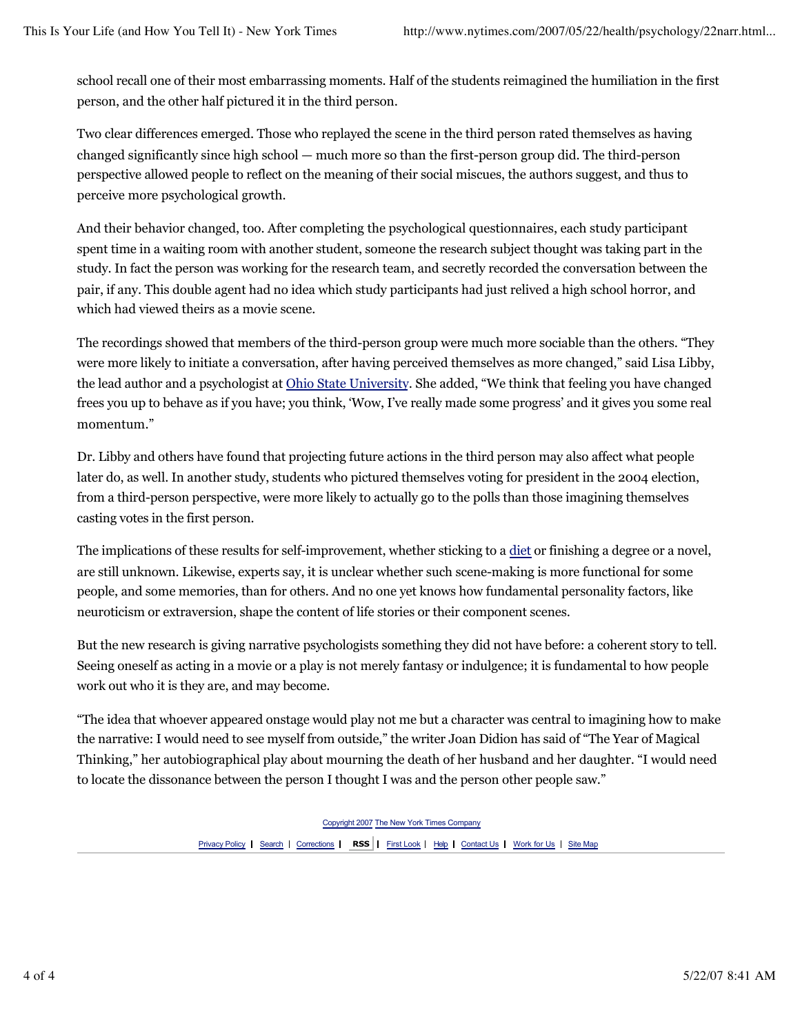school recall one of their most embarrassing moments. Half of the students reimagined the humiliation in the first person, and the other half pictured it in the third person.

Two clear differences emerged. Those who replayed the scene in the third person rated themselves as having changed significantly since high school — much more so than the first-person group did. The third-person perspective allowed people to reflect on the meaning of their social miscues, the authors suggest, and thus to perceive more psychological growth.

And their behavior changed, too. After completing the psychological questionnaires, each study participant spent time in a waiting room with another student, someone the research subject thought was taking part in the study. In fact the person was working for the research team, and secretly recorded the conversation between the pair, if any. This double agent had no idea which study participants had just relived a high school horror, and which had viewed theirs as a movie scene.

The recordings showed that members of the third-person group were much more sociable than the others. "They were more likely to initiate a conversation, after having perceived themselves as more changed," said Lisa Libby, the lead author and a psychologist at Ohio State University. She added, "We think that feeling you have changed frees you up to behave as if you have; you think, 'Wow, I've really made some progress' and it gives you some real momentum."

Dr. Libby and others have found that projecting future actions in the third person may also affect what people later do, as well. In another study, students who pictured themselves voting for president in the 2004 election, from a third-person perspective, were more likely to actually go to the polls than those imagining themselves casting votes in the first person.

The implications of these results for self-improvement, whether sticking to a diet or finishing a degree or a novel, are still unknown. Likewise, experts say, it is unclear whether such scene-making is more functional for some people, and some memories, than for others. And no one yet knows how fundamental personality factors, like neuroticism or extraversion, shape the content of life stories or their component scenes.

But the new research is giving narrative psychologists something they did not have before: a coherent story to tell. Seeing oneself as acting in a movie or a play is not merely fantasy or indulgence; it is fundamental to how people work out who it is they are, and may become.

"The idea that whoever appeared onstage would play not me but a character was central to imagining how to make the narrative: I would need to see myself from outside," the writer Joan Didion has said of "The Year of Magical Thinking," her autobiographical play about mourning the death of her husband and her daughter. "I would need to locate the dissonance between the person I thought I was and the person other people saw."

Copyright 2007 The New York Times Company

Privacy Policy | Search | Corrections | RSS | First Look | Help | Contact Us | Work for Us | Site Map